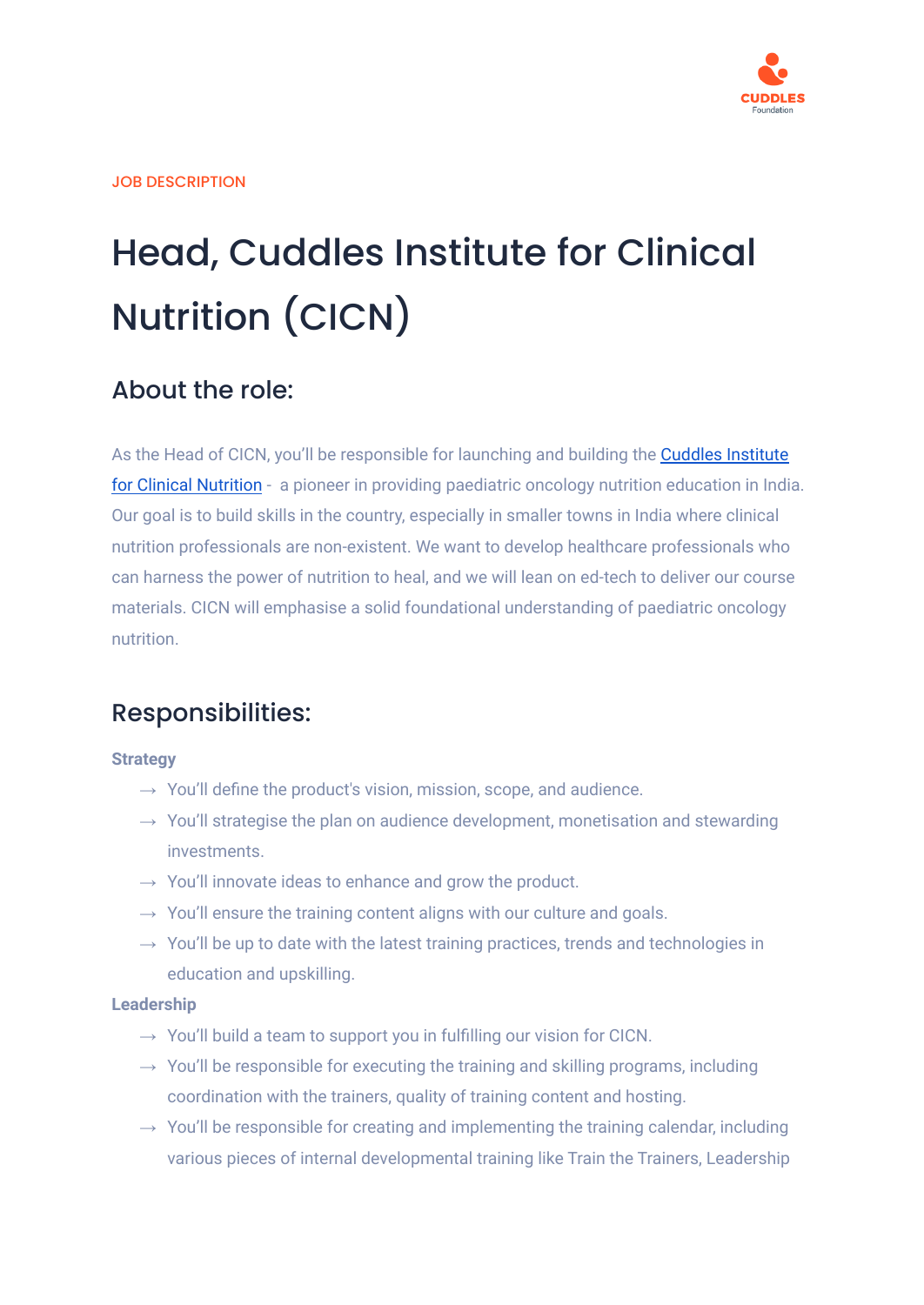JOB DESCRIPTION

# Head, Cuddles Institute for Clinical Nutrition (CICN)

## About the role:

As the Head of CICN, you'll be responsible for launching and building the [Cuddles Institute for Clinical Nutrition]() - a pioneer in providing paediatric oncology nutrition education in India. Our goal is to build skills in the country, especially in smaller towns in India where clinical nutrition professionals are non-existent. We want to develop healthcare professionals who can harness the power of nutrition to heal, and we will lean on ed-tech to deliver our course materials. CICN will emphasise a solid foundational understanding of paediatric oncology nutrition.

## Responsibilities:

**Strategy**

- → You'll define the product's vision, mission, scope, and audience.
- → You'll strategise the plan on audience development, monetisation and stewarding investments.
- → You'll innovate ideas to enhance and grow the product.
- → You'll ensure the training content aligns with our culture and goals.
- → You'll be up to date with the latest training practices, trends and technologies in education and upskilling.

**Leadership**

- → You'll build a team to support you in fulfilling our vision for CICN.
- → You'll be responsible for executing the training and skilling programs, including coordination with the trainers, quality of training content and hosting.
- → You'll be responsible for creating and implementing the training calendar, including various pieces of internal developmental training like Train the Trainers, Leadership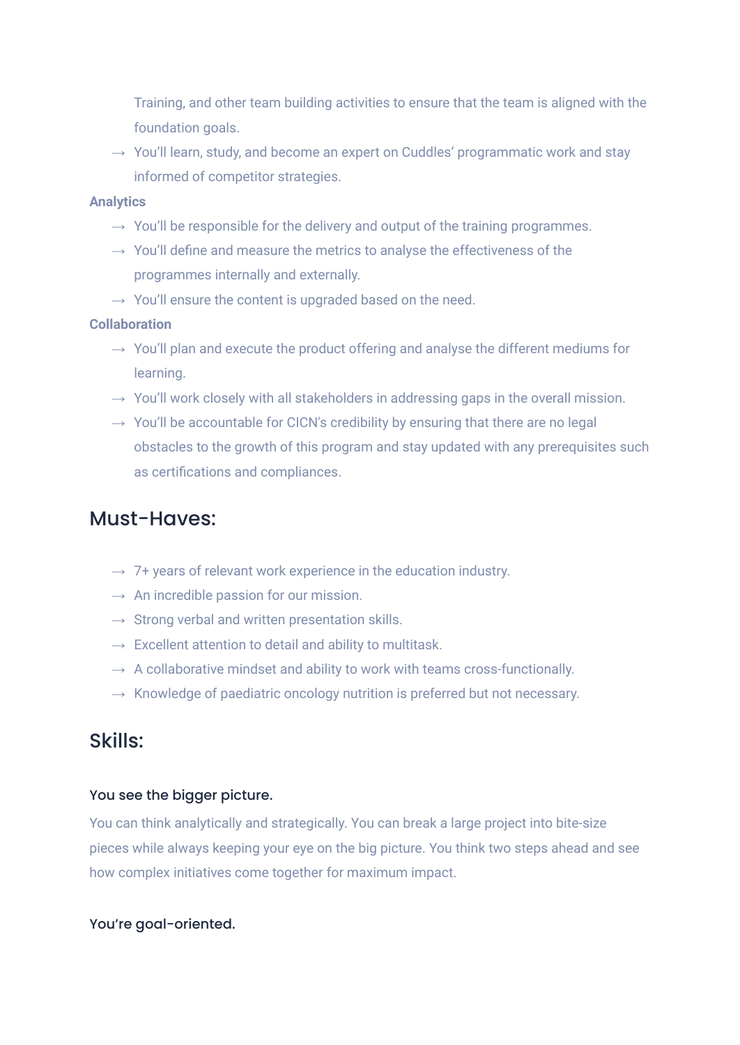Training, and other team building activities to ensure that the team is aligned with the foundation goals.

- You'll learn, study, and become an expert on Cuddles' programmatic work and stay informed of competitor strategies.

**Analytics**

- You'll be responsible for the delivery and output of the training programmes.
- You'll define and measure the metrics to analyse the effectiveness of the programmes internally and externally.
- You'll ensure the content is upgraded based on the need.

**Collaboration**

- You'll plan and execute the product offering and analyse the different mediums for learning.
- You'll work closely with all stakeholders in addressing gaps in the overall mission.
- You'll be accountable for CICN's credibility by ensuring that there are no legal obstacles to the growth of this program and stay updated with any prerequisites such as certifications and compliances.

## Must-Haves:

- 7+ years of relevant work experience in the education industry.
- An incredible passion for our mission.
- Strong verbal and written presentation skills.
- Excellent attention to detail and ability to multitask.
- A collaborative mindset and ability to work with teams cross-functionally.
- Knowledge of paediatric oncology nutrition is preferred but not necessary.

## Skills:

### You see the bigger picture.

You can think analytically and strategically. You can break a large project into bite-size pieces while always keeping your eye on the big picture. You think two steps ahead and see how complex initiatives come together for maximum impact.

### You're goal-oriented.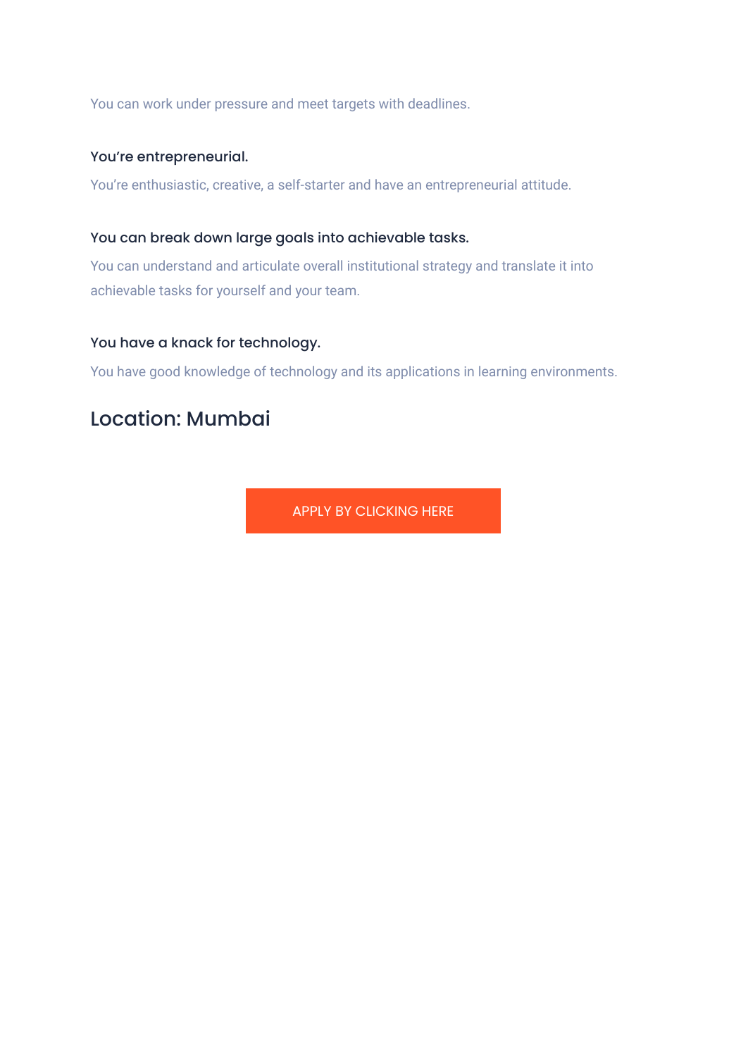You can work under pressure and meet targets with deadlines.

### You're entrepreneurial.

You're enthusiastic, creative, a self-starter and have an entrepreneurial attitude.

### You can break down large goals into achievable tasks.

You can understand and articulate overall institutional strategy and translate it into achievable tasks for yourself and your team.

### You have a knack for technology.

You have good knowledge of technology and its applications in learning environments.

## Location: Mumbai

APPLY BY CLICKING HERE